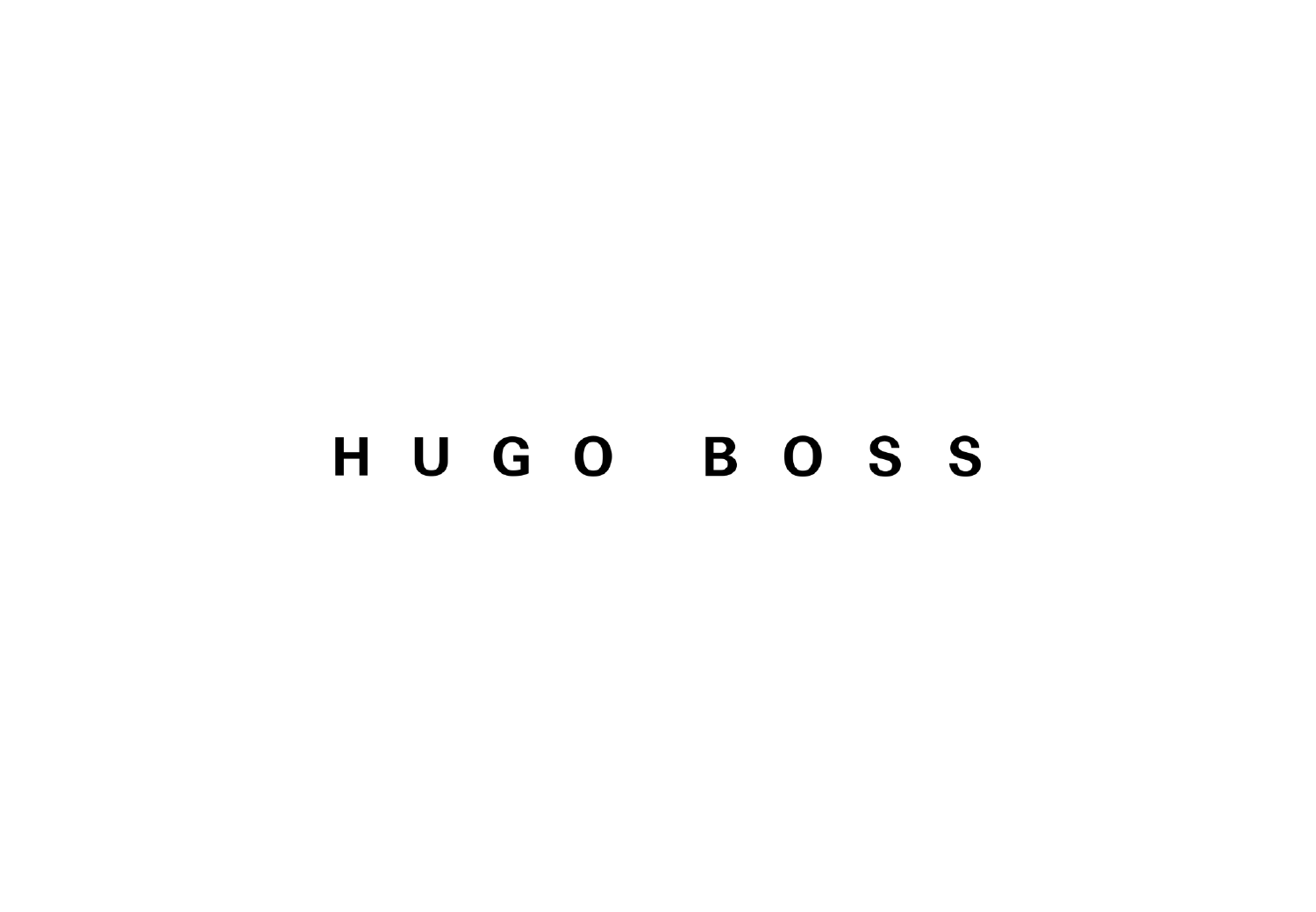# HUGO BOSS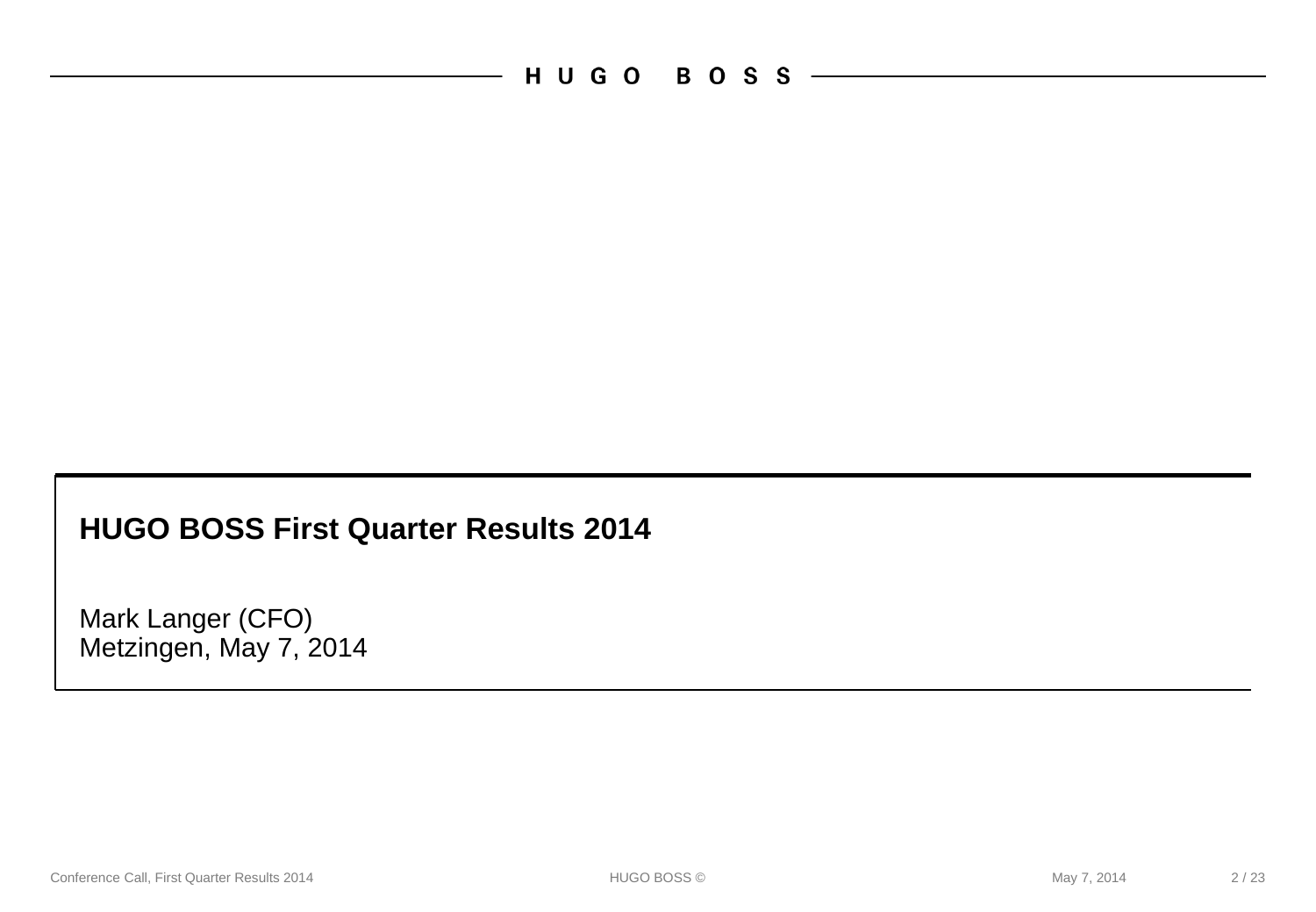# HUGO BOSS First Quarter Results 2014

Mark Langer (CFO)
Metzingen, May 7, 2014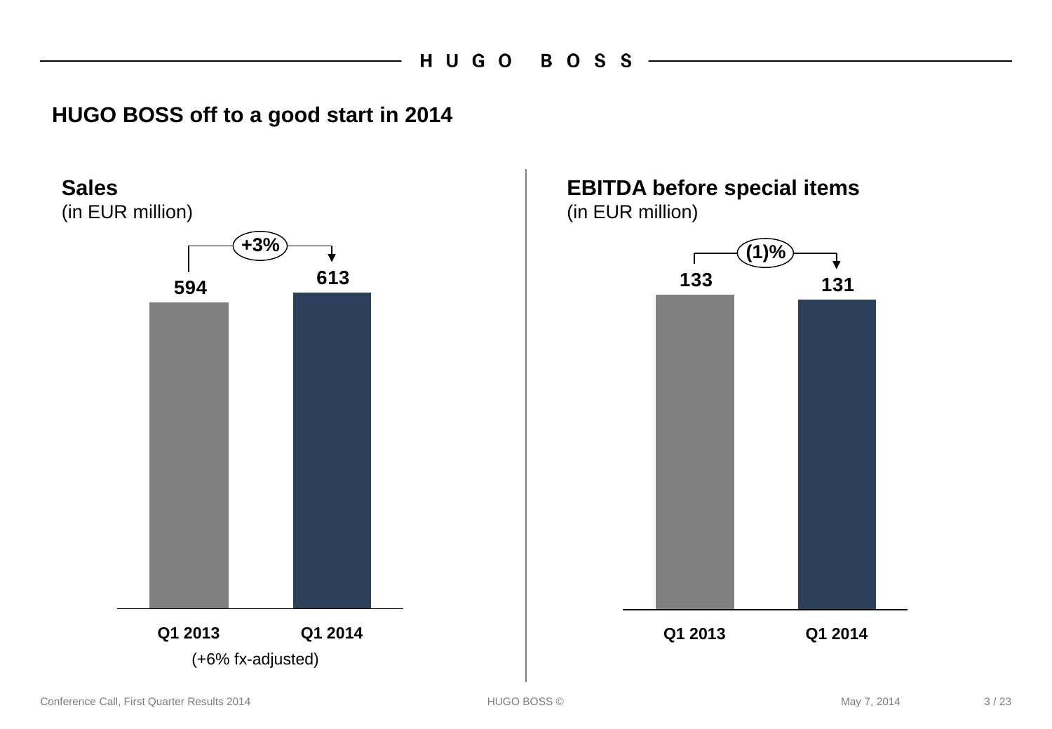## HUGO BOSS off to a good start in 2014

### Sales
(in EUR million)

| | Q1 2013 | Q1 2014 |
|---|---|---|
| Sales | 594 | 613 |

+3%

(+6% fx-adjusted)

### EBITDA before special items
(in EUR million)

| | Q1 2013 | Q1 2014 |
|---|---|---|
| EBITDA before special items | 133 | 131 |

(1)%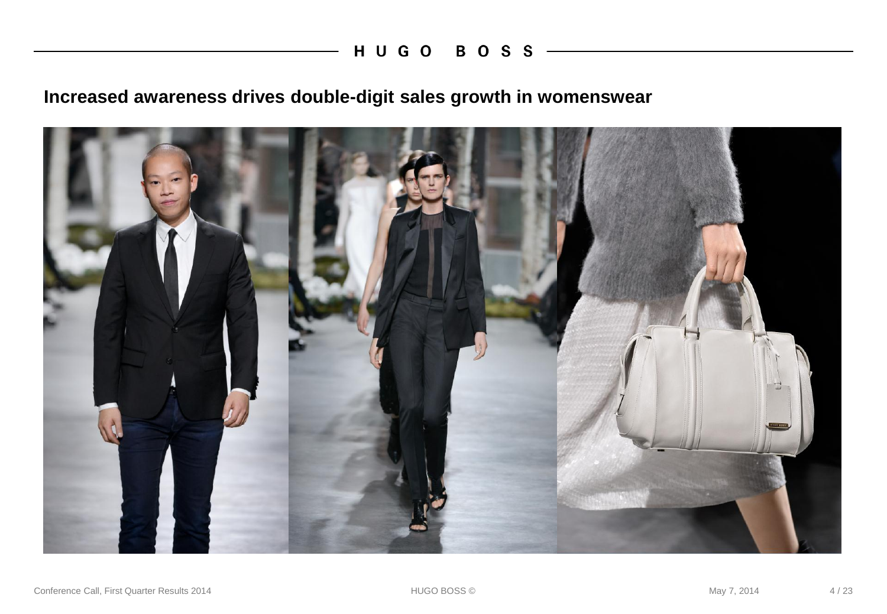## Increased awareness drives double-digit sales growth in womenswear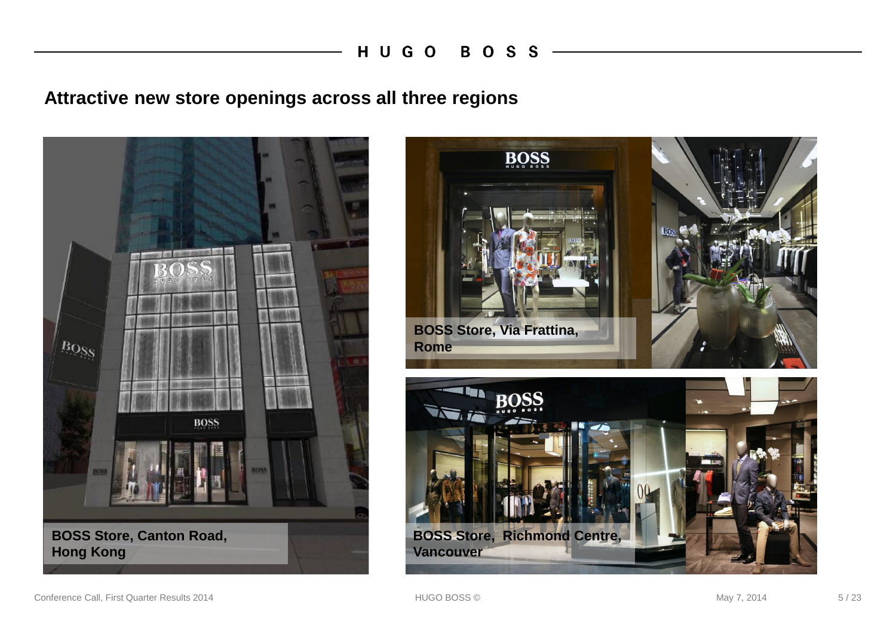## Attractive new store openings across all three regions

**BOSS Store, Canton Road, Hong Kong**

**BOSS Store, Via Frattina, Rome**

**BOSS Store, Richmond Centre, Vancouver**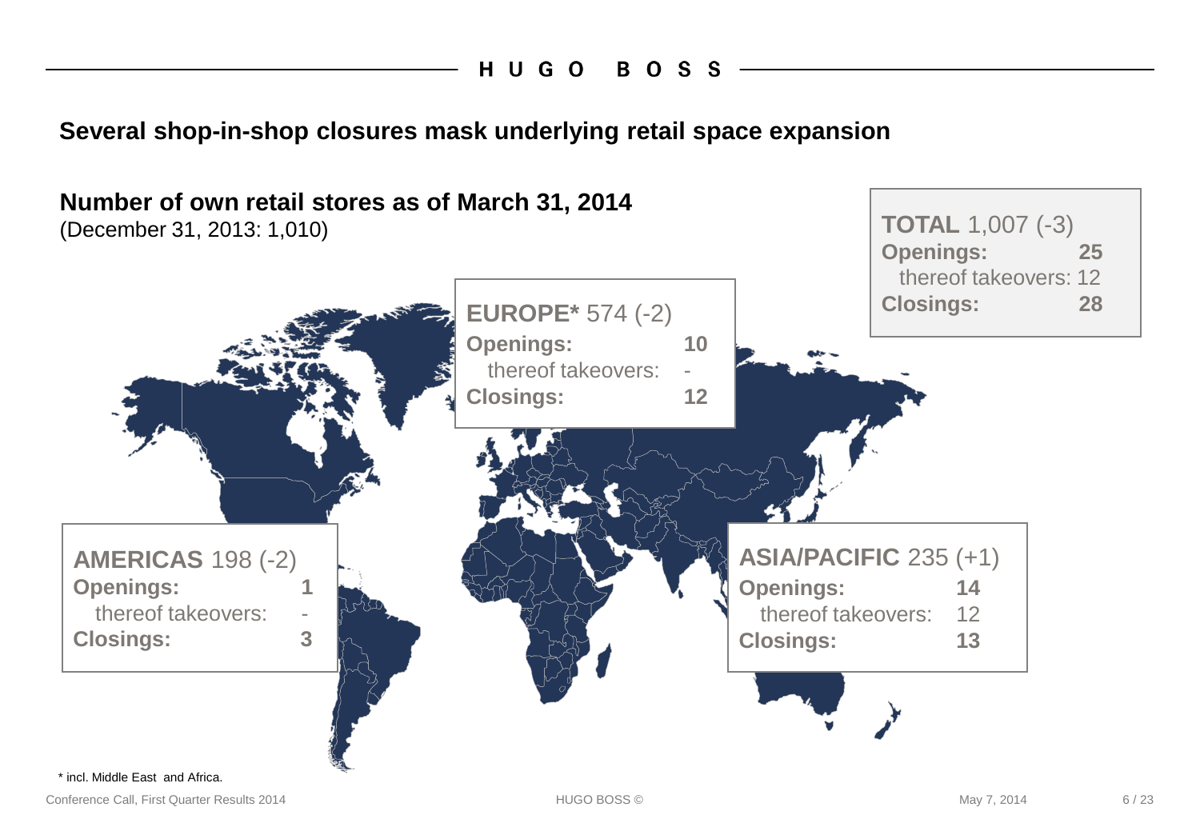## Several shop-in-shop closures mask underlying retail space expansion

### Number of own retail stores as of March 31, 2014

(December 31, 2013: 1,010)

**TOTAL** 1,007 (-3)

| | |
|---|---|
| **Openings:** | **25** |
| thereof takeovers: | 12 |
| **Closings:** | **28** |

**EUROPE*** 574 (-2)

| | |
|---|---|
| **Openings:** | **10** |
| thereof takeovers: | - |
| **Closings:** | **12** |

**AMERICAS** 198 (-2)

| | |
|---|---|
| **Openings:** | **1** |
| thereof takeovers: | - |
| **Closings:** | **3** |

**ASIA/PACIFIC** 235 (+1)

| | |
|---|---|
| **Openings:** | **14** |
| thereof takeovers: | 12 |
| **Closings:** | **13** |

* incl. Middle East and Africa.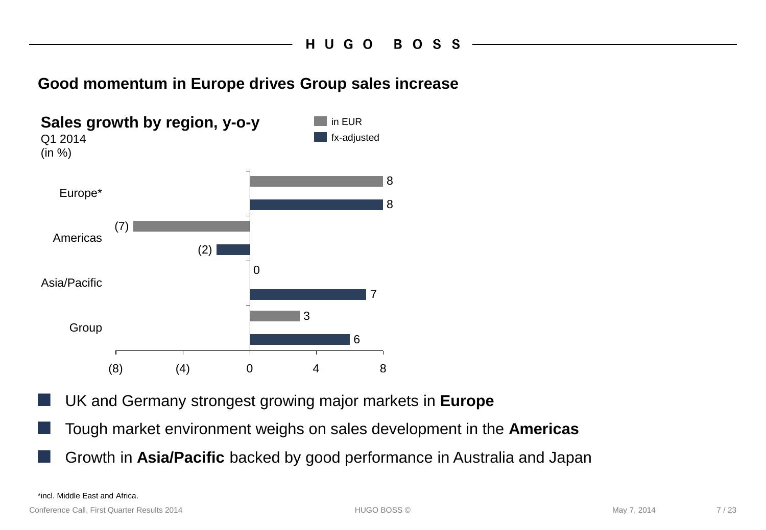# Good momentum in Europe drives Group sales increase

## Sales growth by region, y-o-y

Q1 2014
(in %)

| Region | in EUR | fx-adjusted |
|---|---|---|
| Europe* | 8 | 8 |
| Americas | (7) | (2) |
| Asia/Pacific | 0 | 7 |
| Group | 3 | 6 |

- UK and Germany strongest growing major markets in **Europe**
- Tough market environment weighs on sales development in the **Americas**
- Growth in **Asia/Pacific** backed by good performance in Australia and Japan

*incl. Middle East and Africa.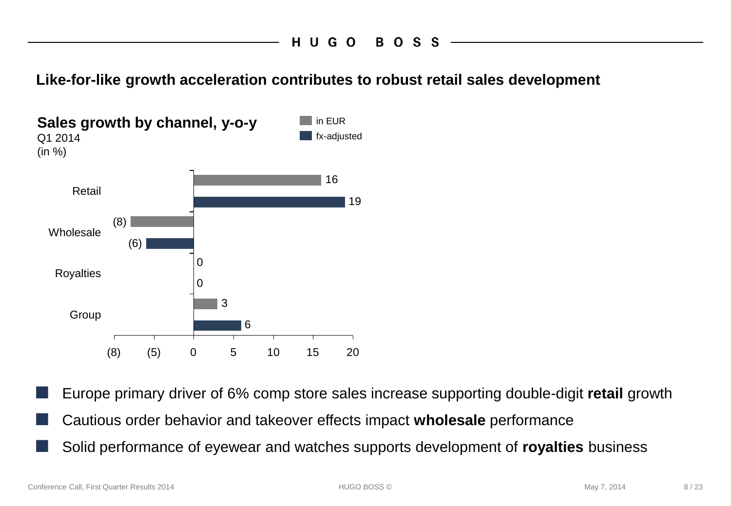## Like-for-like growth acceleration contributes to robust retail sales development

**Sales growth by channel, y-o-y**
Q1 2014
(in %)

| | in EUR | fx-adjusted |
|---|---|---|
| Retail | 16 | 19 |
| Wholesale | (8) | (6) |
| Royalties | 0 | 0 |
| Group | 3 | 6 |

- Europe primary driver of 6% comp store sales increase supporting double-digit **retail** growth
- Cautious order behavior and takeover effects impact **wholesale** performance
- Solid performance of eyewear and watches supports development of **royalties** business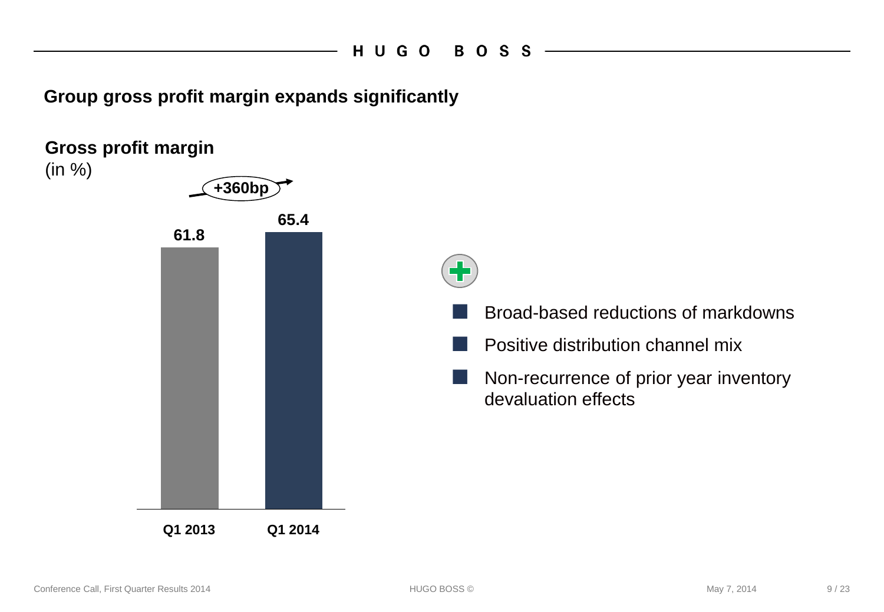## Group gross profit margin expands significantly

**Gross profit margin**
(in %)

| | Q1 2013 | Q1 2014 |
|---|---|---|
| Gross profit margin | 61.8 | 65.4 |

+360bp

- Broad-based reductions of markdowns
- Positive distribution channel mix
- Non-recurrence of prior year inventory devaluation effects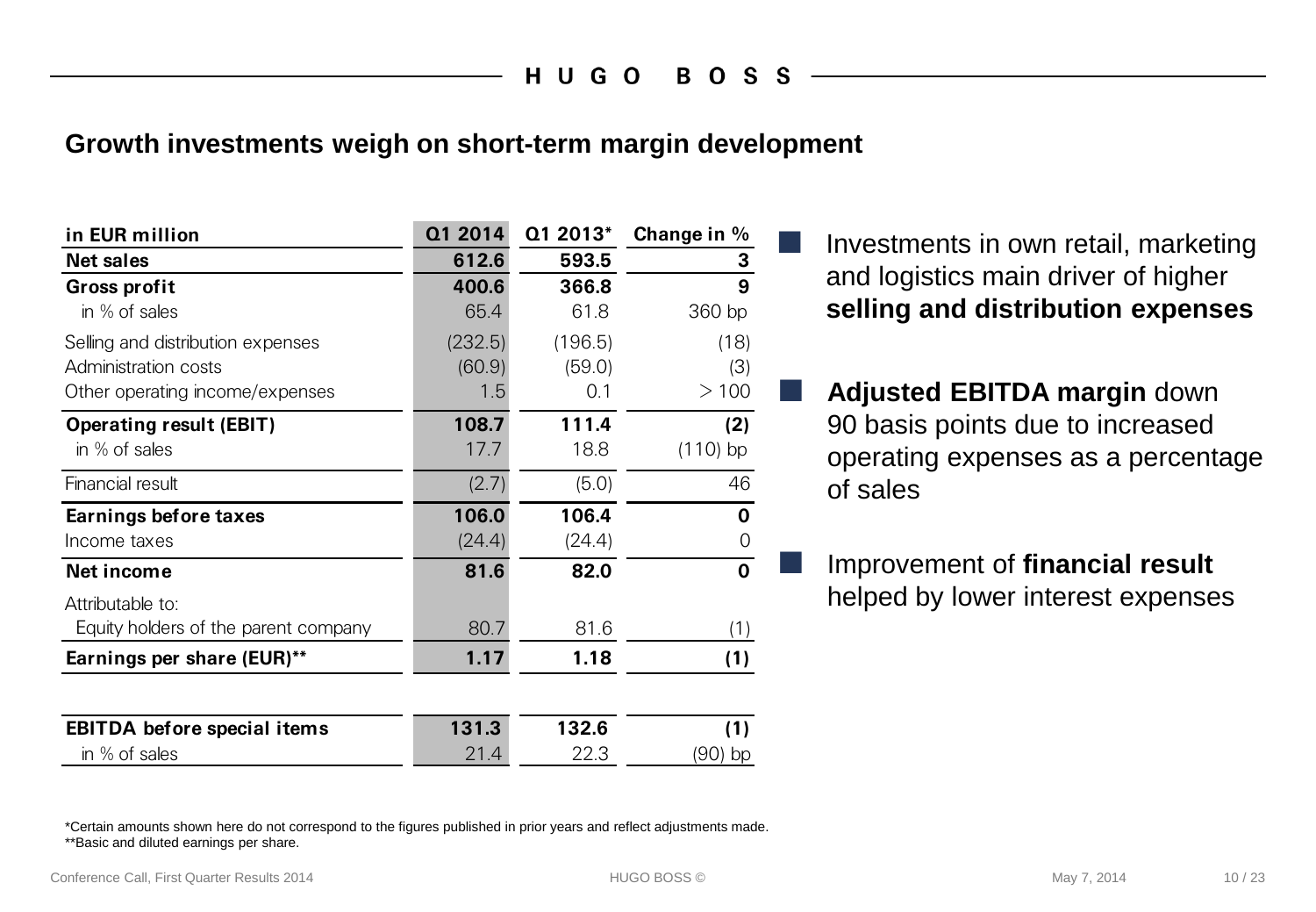## Growth investments weigh on short-term margin development

| in EUR million | Q1 2014 | Q1 2013* | Change in % |
|---|---|---|---|
| **Net sales** | **612.6** | **593.5** | **3** |
| **Gross profit** | **400.6** | **366.8** | **9** |
| in % of sales | 65.4 | 61.8 | 360 bp |
| Selling and distribution expenses | (232.5) | (196.5) | (18) |
| Administration costs | (60.9) | (59.0) | (3) |
| Other operating income/expenses | 1.5 | 0.1 | > 100 |
| **Operating result (EBIT)** | **108.7** | **111.4** | **(2)** |
| in % of sales | 17.7 | 18.8 | (110) bp |
| Financial result | (2.7) | (5.0) | 46 |
| **Earnings before taxes** | **106.0** | **106.4** | **0** |
| Income taxes | (24.4) | (24.4) | 0 |
| **Net income** | **81.6** | **82.0** | **0** |
| Attributable to: | | | |
| Equity holders of the parent company | 80.7 | 81.6 | (1) |
| **Earnings per share (EUR)**** | **1.17** | **1.18** | **(1)** |
| | | | |
| **EBITDA before special items** | **131.3** | **132.6** | **(1)** |
| in % of sales | 21.4 | 22.3 | (90) bp |

- Investments in own retail, marketing and logistics main driver of higher **selling and distribution expenses**
- **Adjusted EBITDA margin** down 90 basis points due to increased operating expenses as a percentage of sales
- Improvement of **financial result** helped by lower interest expenses

*Certain amounts shown here do not correspond to the figures published in prior years and reflect adjustments made.
**Basic and diluted earnings per share.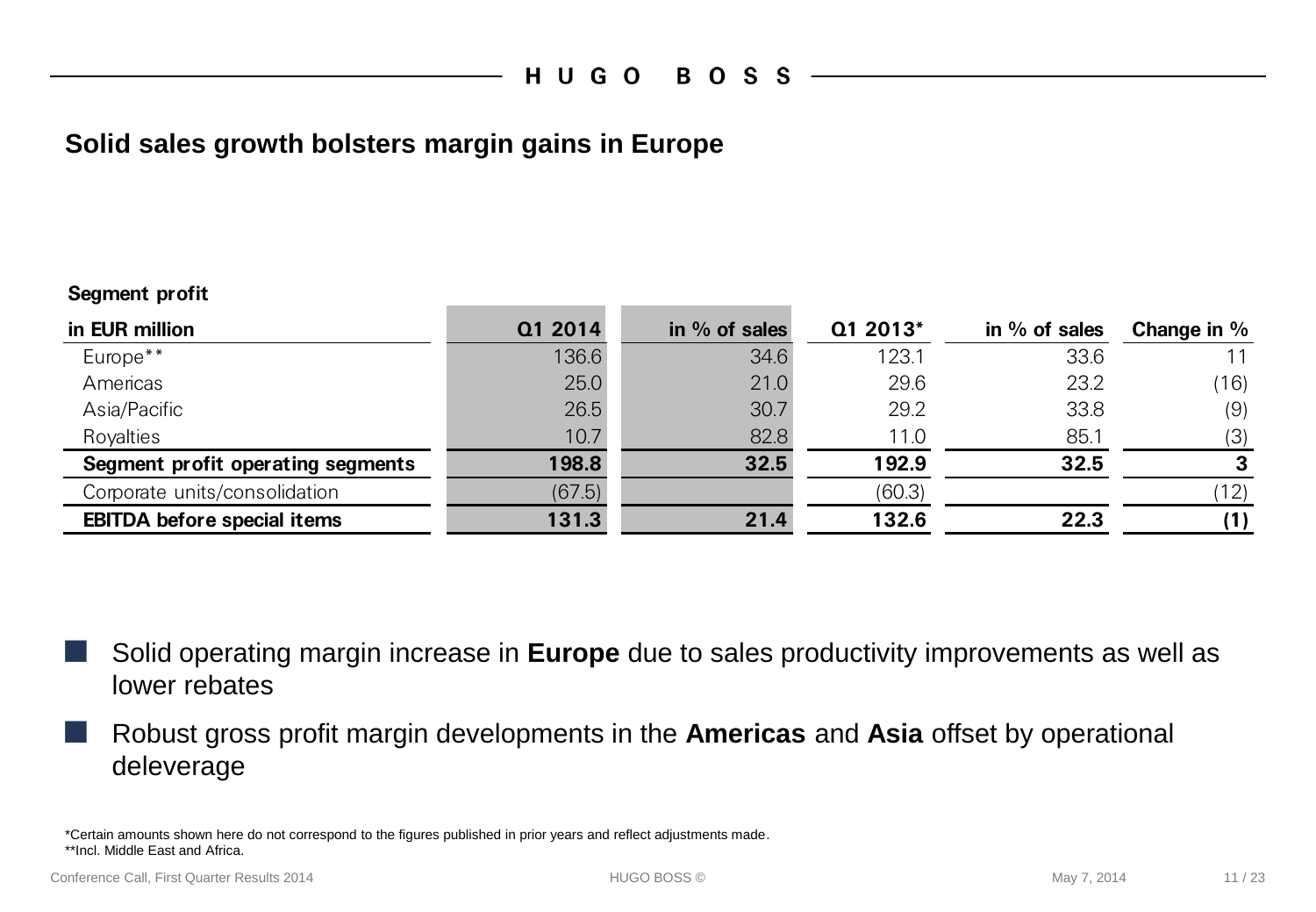# Solid sales growth bolsters margin gains in Europe

**Segment profit**

| in EUR million | Q1 2014 | in % of sales | Q1 2013* | in % of sales | Change in % |
|---|---|---|---|---|---|
| Europe** | 136.6 | 34.6 | 123.1 | 33.6 | 11 |
| Americas | 25.0 | 21.0 | 29.6 | 23.2 | (16) |
| Asia/Pacific | 26.5 | 30.7 | 29.2 | 33.8 | (9) |
| Royalties | 10.7 | 82.8 | 11.0 | 85.1 | (3) |
| **Segment profit operating segments** | **198.8** | **32.5** | **192.9** | **32.5** | **3** |
| Corporate units/consolidation | (67.5) | | (60.3) | | (12) |
| **EBITDA before special items** | **131.3** | **21.4** | **132.6** | **22.3** | **(1)** |

- Solid operating margin increase in **Europe** due to sales productivity improvements as well as lower rebates
- Robust gross profit margin developments in the **Americas** and **Asia** offset by operational deleverage

*Certain amounts shown here do not correspond to the figures published in prior years and reflect adjustments made.
**Incl. Middle East and Africa.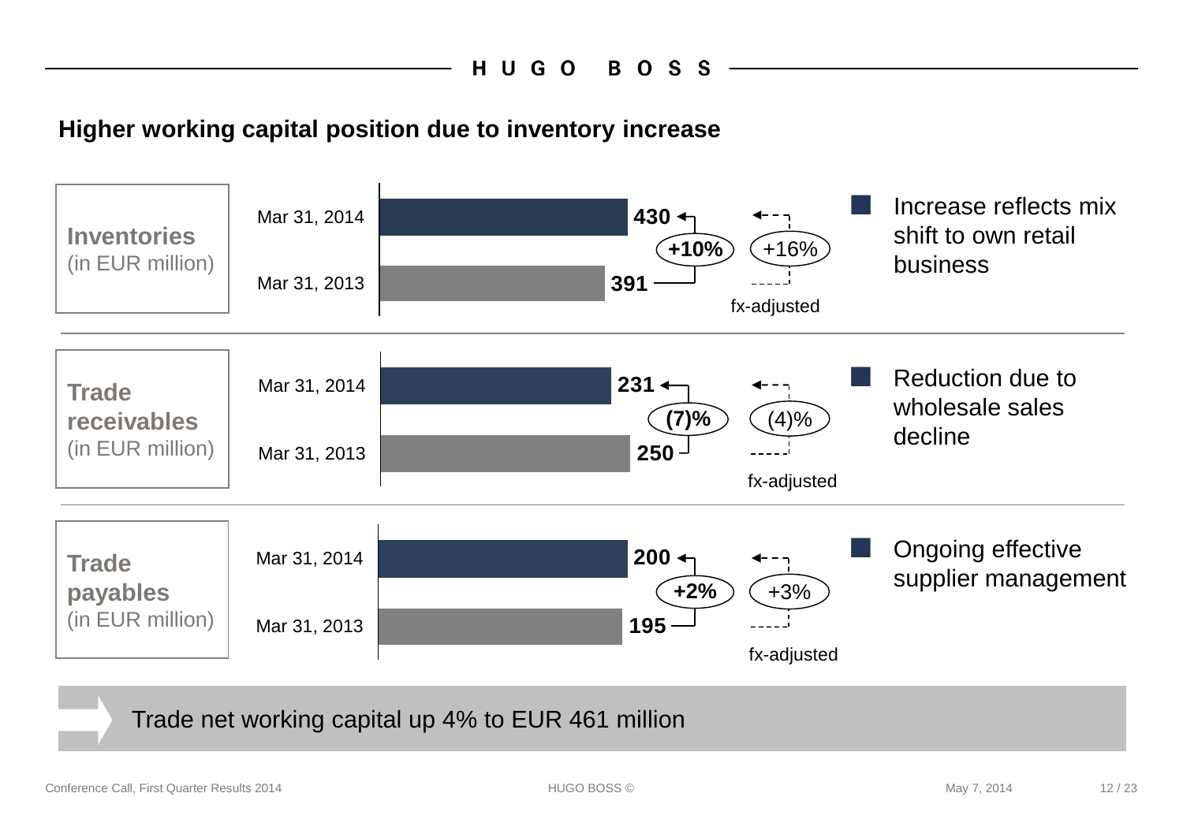## Higher working capital position due to inventory increase

### Inventories (in EUR million)

| | Value |
|---|---|
| Mar 31, 2014 | 430 |
| Mar 31, 2013 | 391 |

Change: **+10%** | +16% fx-adjusted

- Increase reflects mix shift to own retail business

### Trade receivables (in EUR million)

| | Value |
|---|---|
| Mar 31, 2014 | 231 |
| Mar 31, 2013 | 250 |

Change: **(7)%** | (4)% fx-adjusted

- Reduction due to wholesale sales decline

### Trade payables (in EUR million)

| | Value |
|---|---|
| Mar 31, 2014 | 200 |
| Mar 31, 2013 | 195 |

Change: **+2%** | +3% fx-adjusted

- Ongoing effective supplier management

Trade net working capital up 4% to EUR 461 million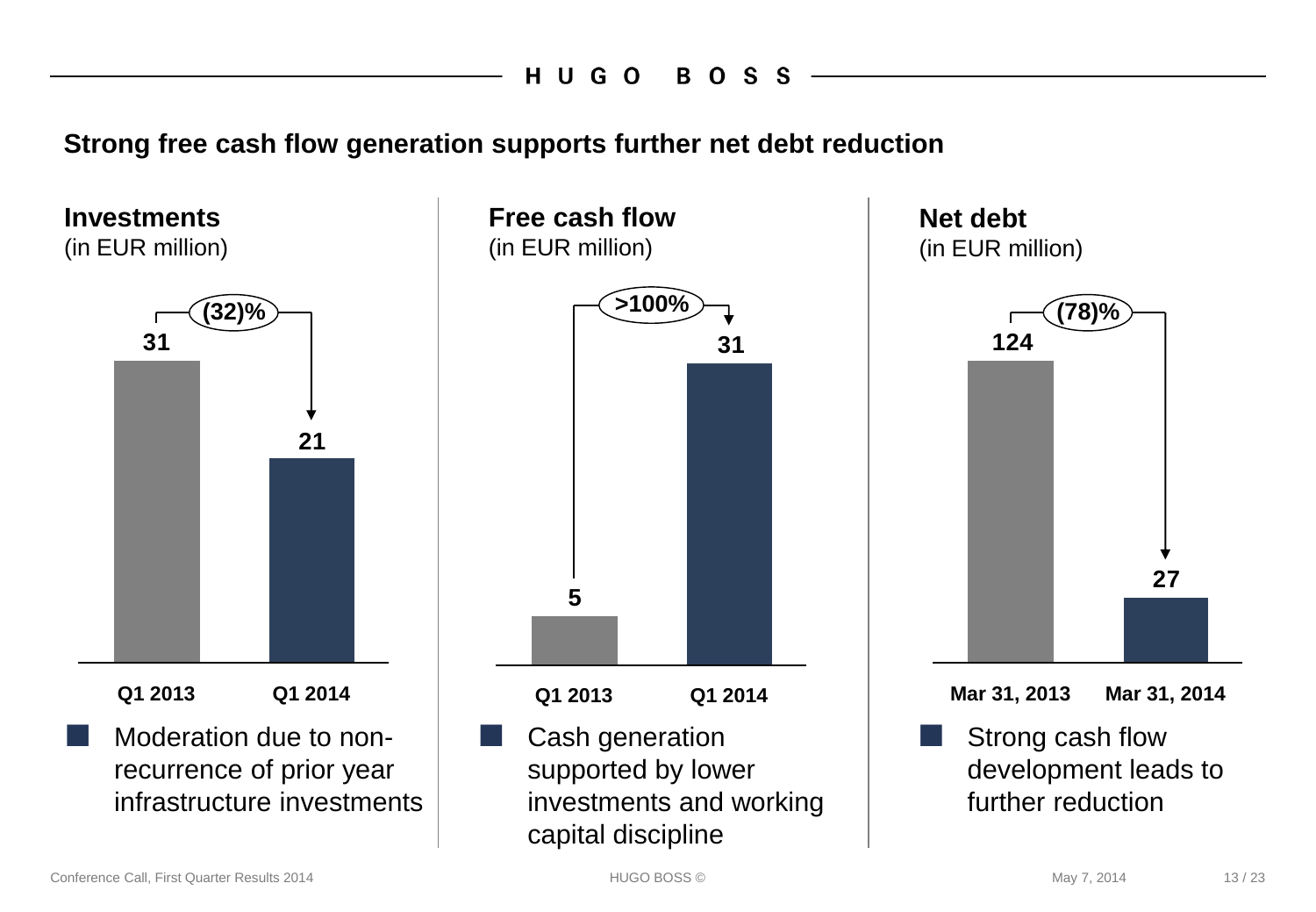## Strong free cash flow generation supports further net debt reduction

### Investments
(in EUR million)

| Q1 2013 | Q1 2014 |
| --- | --- |
| 31 | 21 |

(32)%

- Moderation due to non-recurrence of prior year infrastructure investments

### Free cash flow
(in EUR million)

| Q1 2013 | Q1 2014 |
| --- | --- |
| 5 | 31 |

>100%

- Cash generation supported by lower investments and working capital discipline

### Net debt
(in EUR million)

| Mar 31, 2013 | Mar 31, 2014 |
| --- | --- |
| 124 | 27 |

(78)%

- Strong cash flow development leads to further reduction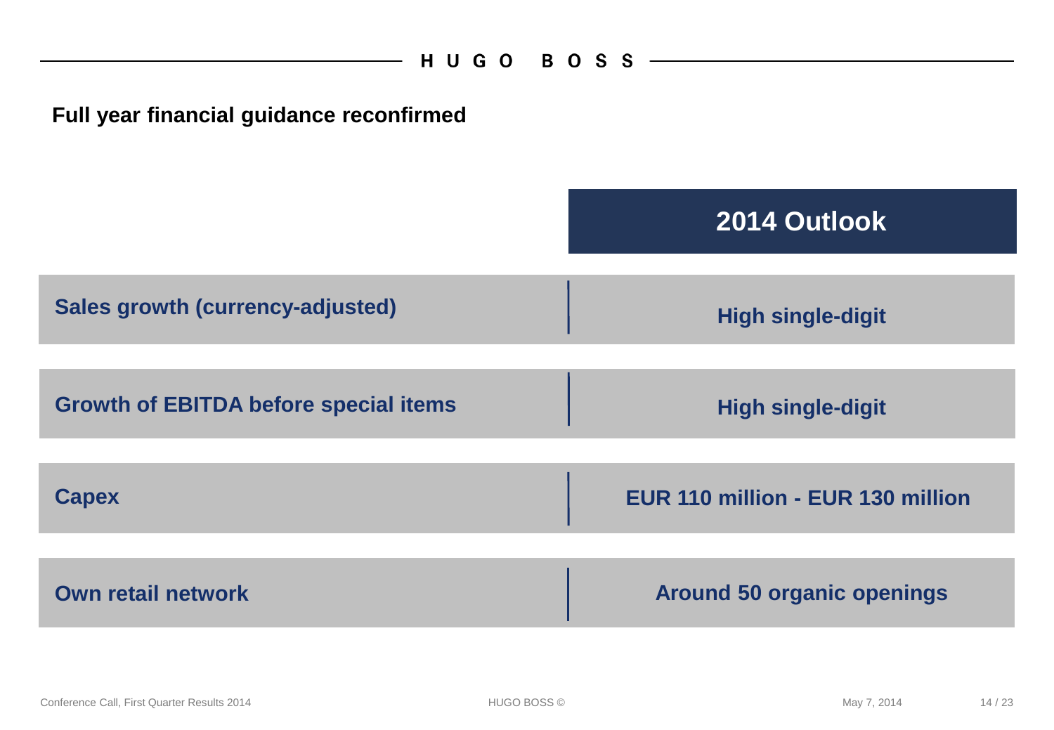## Full year financial guidance reconfirmed

| | 2014 Outlook |
|---|---|
| **Sales growth (currency-adjusted)** | **High single-digit** |
| **Growth of EBITDA before special items** | **High single-digit** |
| **Capex** | **EUR 110 million - EUR 130 million** |
| **Own retail network** | **Around 50 organic openings** |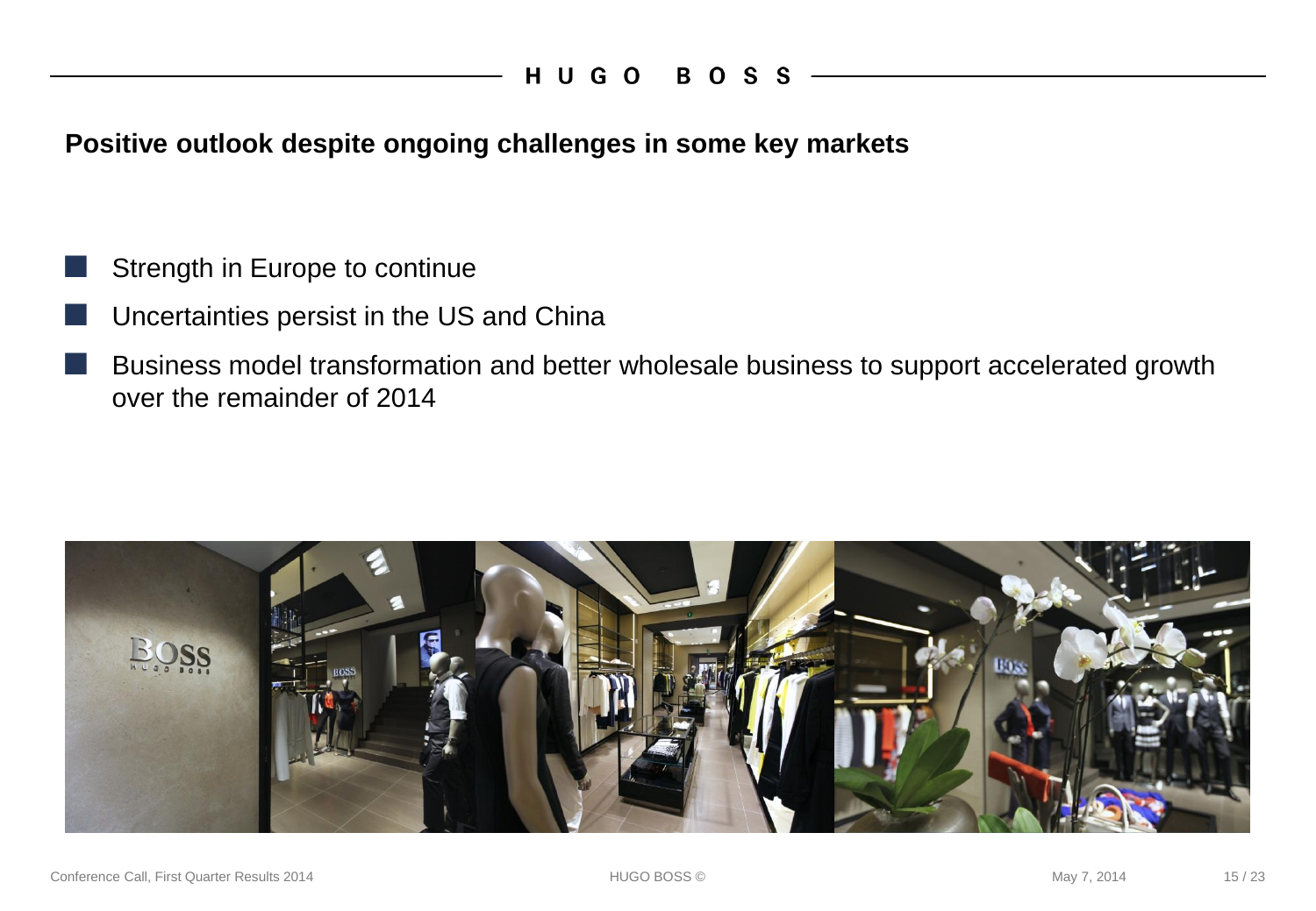## Positive outlook despite ongoing challenges in some key markets

- Strength in Europe to continue
- Uncertainties persist in the US and China
- Business model transformation and better wholesale business to support accelerated growth over the remainder of 2014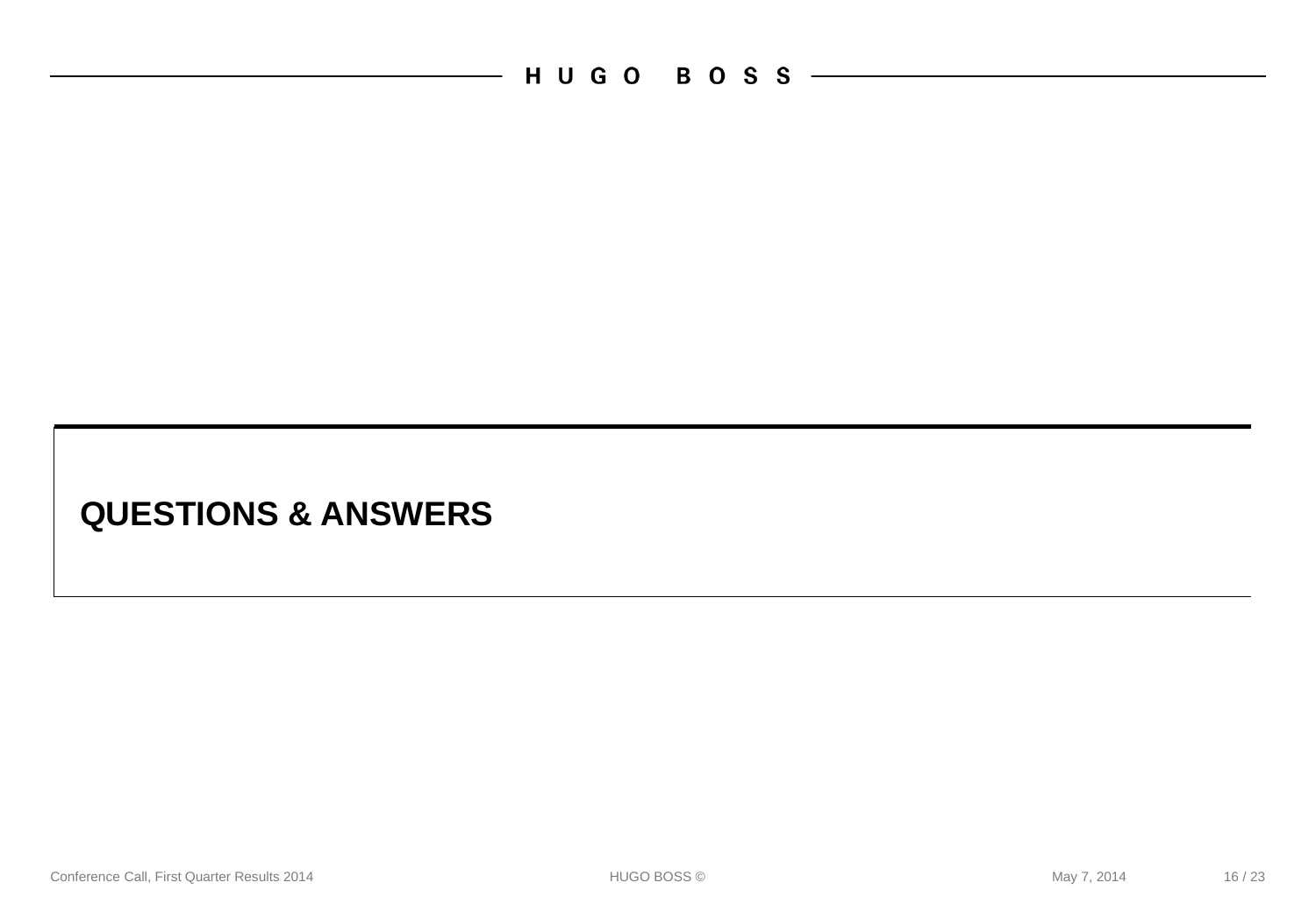# QUESTIONS & ANSWERS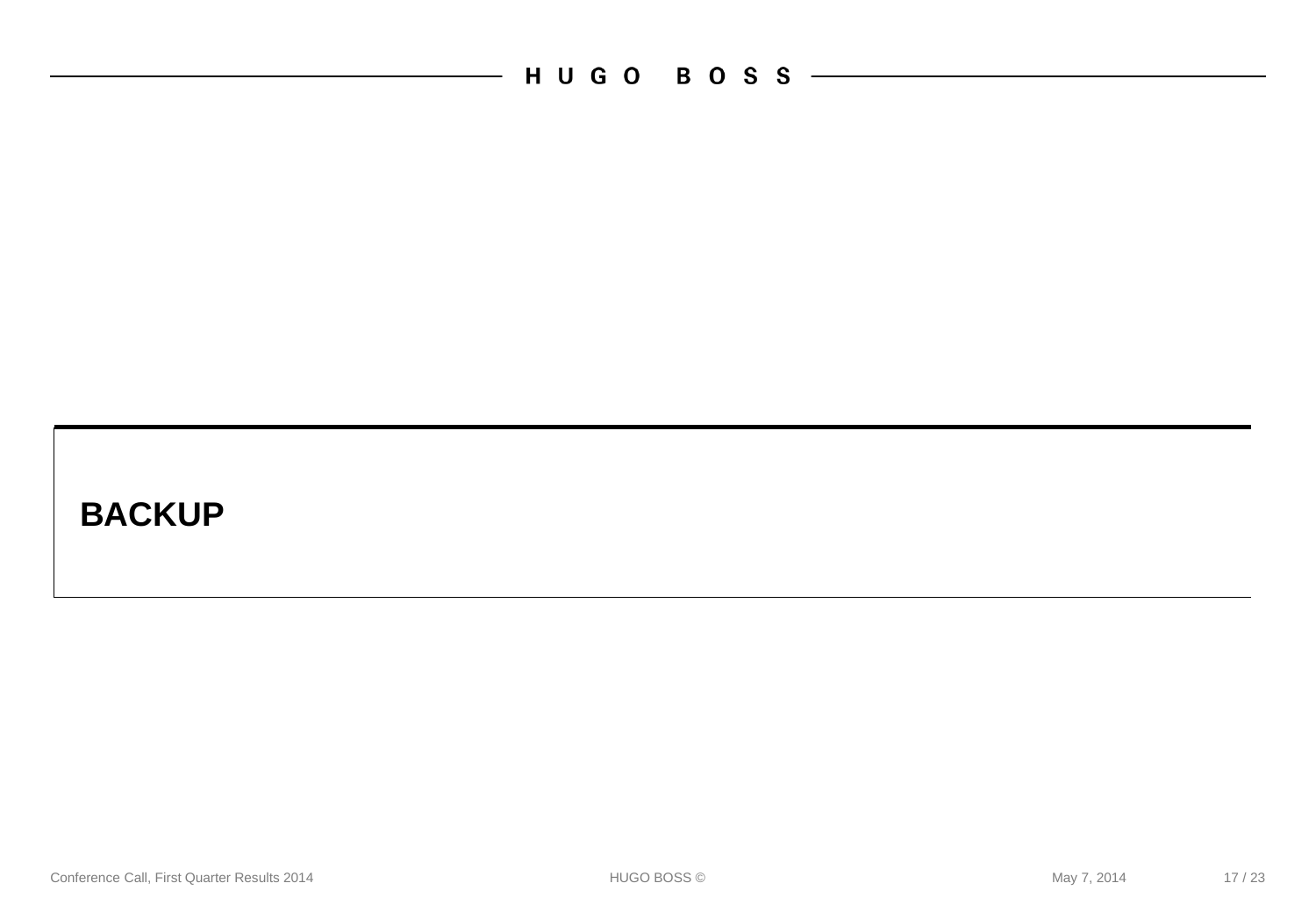# BACKUP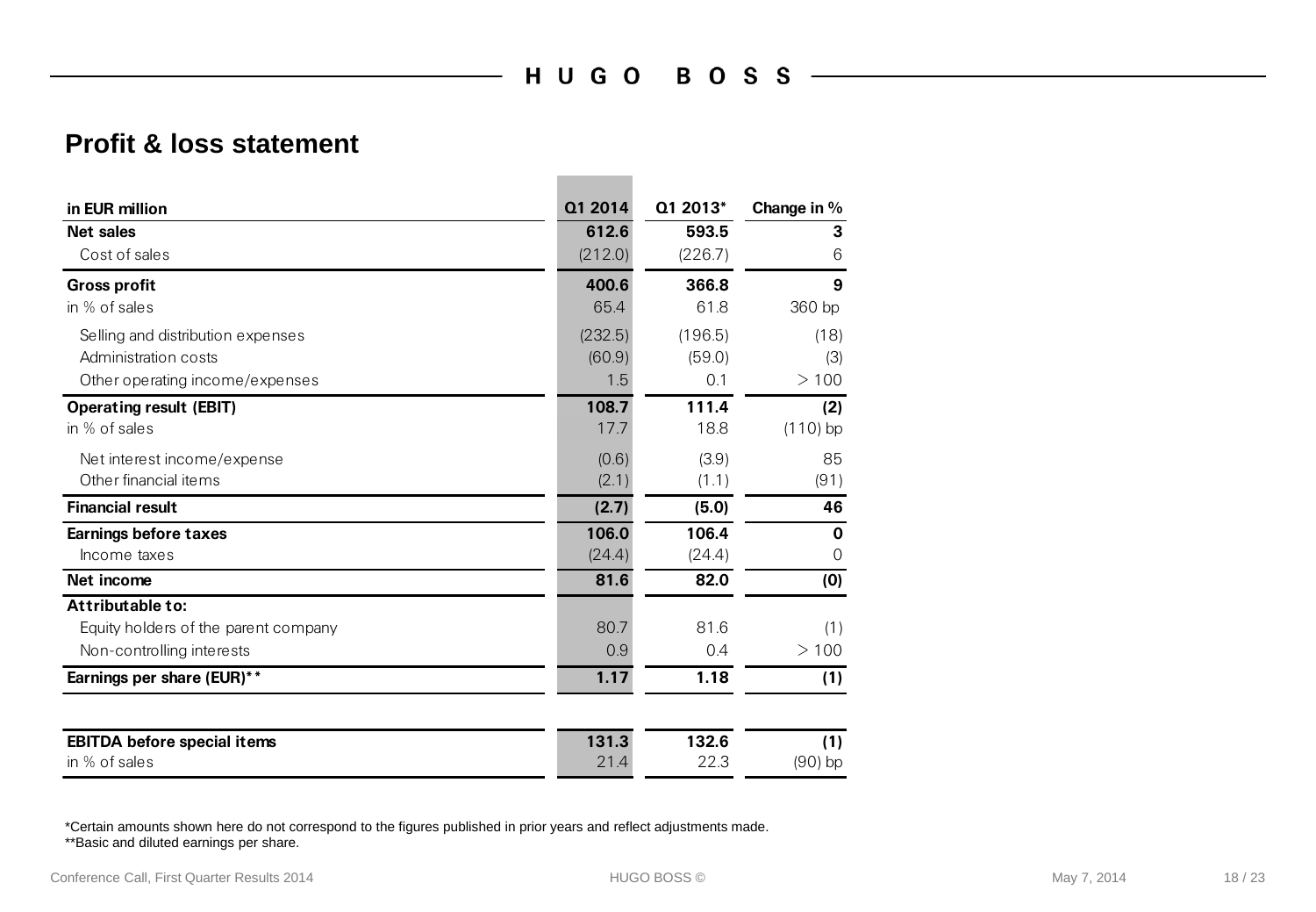## Profit & loss statement

| in EUR million | Q1 2014 | Q1 2013* | Change in % |
|---|---|---|---|
| **Net sales** | **612.6** | **593.5** | **3** |
| Cost of sales | (212.0) | (226.7) | 6 |
| **Gross profit** | **400.6** | **366.8** | **9** |
| in % of sales | 65.4 | 61.8 | 360 bp |
| Selling and distribution expenses | (232.5) | (196.5) | (18) |
| Administration costs | (60.9) | (59.0) | (3) |
| Other operating income/expenses | 1.5 | 0.1 | > 100 |
| **Operating result (EBIT)** | **108.7** | **111.4** | **(2)** |
| in % of sales | 17.7 | 18.8 | (110) bp |
| Net interest income/expense | (0.6) | (3.9) | 85 |
| Other financial items | (2.1) | (1.1) | (91) |
| **Financial result** | **(2.7)** | **(5.0)** | **46** |
| **Earnings before taxes** | **106.0** | **106.4** | **0** |
| Income taxes | (24.4) | (24.4) | 0 |
| **Net income** | **81.6** | **82.0** | **(0)** |
| **Attributable to:** | | | |
| Equity holders of the parent company | 80.7 | 81.6 | (1) |
| Non-controlling interests | 0.9 | 0.4 | > 100 |
| **Earnings per share (EUR)**** | **1.17** | **1.18** | **(1)** |
| | | | |
| **EBITDA before special items** | **131.3** | **132.6** | **(1)** |
| in % of sales | 21.4 | 22.3 | (90) bp |

*Certain amounts shown here do not correspond to the figures published in prior years and reflect adjustments made.
**Basic and diluted earnings per share.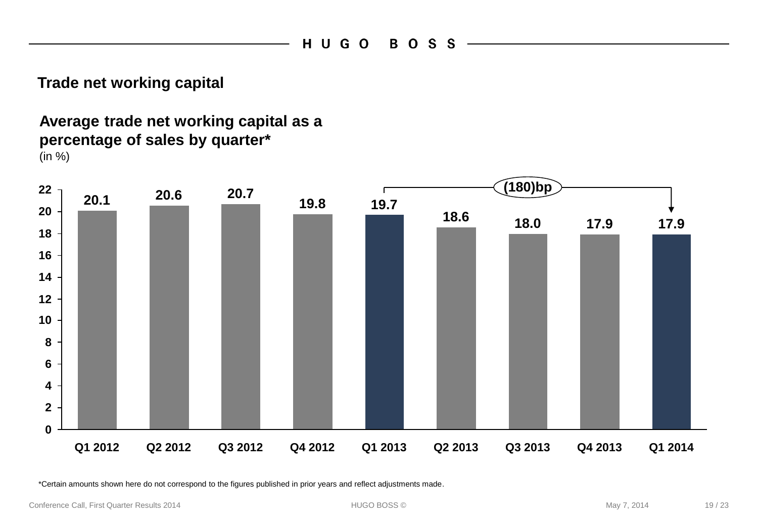## Trade net working capital

### Average trade net working capital as a percentage of sales by quarter*

(in %)

| Quarter | Q1 2012 | Q2 2012 | Q3 2012 | Q4 2012 | Q1 2013 | Q2 2013 | Q3 2013 | Q4 2013 | Q1 2014 |
|---|---|---|---|---|---|---|---|---|---|
| % | 20.1 | 20.6 | 20.7 | 19.8 | 19.7 | 18.6 | 18.0 | 17.9 | 17.9 |

Q1 2013 → Q1 2014: (180)bp

*Certain amounts shown here do not correspond to the figures published in prior years and reflect adjustments made.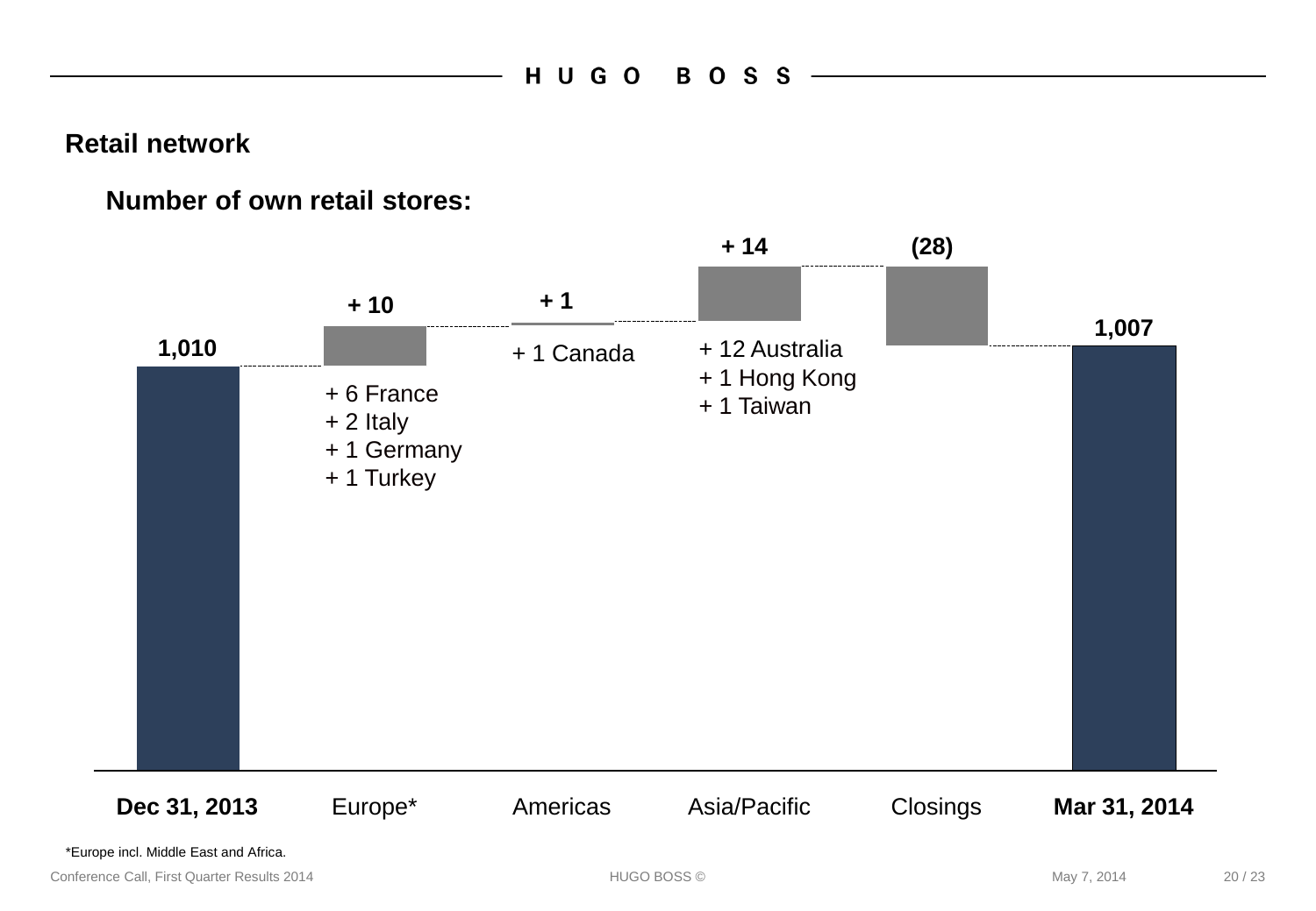## Retail network

### Number of own retail stores:

| | Dec 31, 2013 | Europe* | Americas | Asia/Pacific | Closings | Mar 31, 2014 |
|---|---|---|---|---|---|---|
| Number of stores | 1,010 | + 10 | + 1 | + 14 | (28) | 1,007 |
| Details | | + 6 France<br>+ 2 Italy<br>+ 1 Germany<br>+ 1 Turkey | + 1 Canada | + 12 Australia<br>+ 1 Hong Kong<br>+ 1 Taiwan | | |

*Europe incl. Middle East and Africa.

Conference Call, First Quarter Results 2014 — May 7, 2014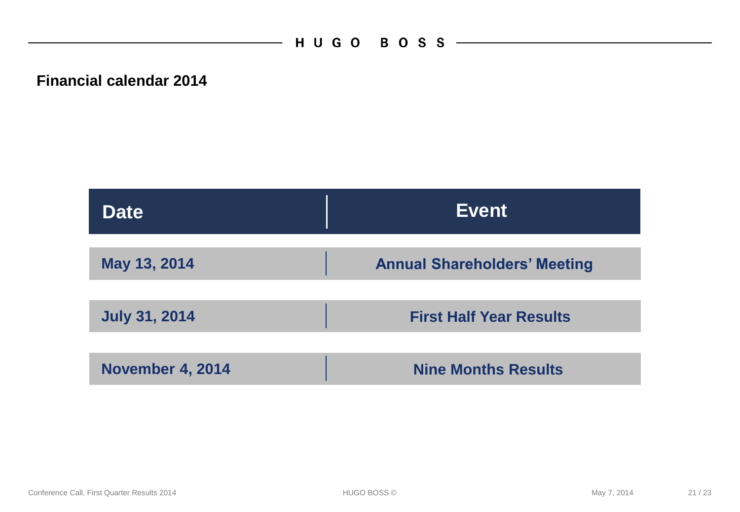## Financial calendar 2014

| Date | Event |
|---|---|
| May 13, 2014 | Annual Shareholders' Meeting |
| July 31, 2014 | First Half Year Results |
| November 4, 2014 | Nine Months Results |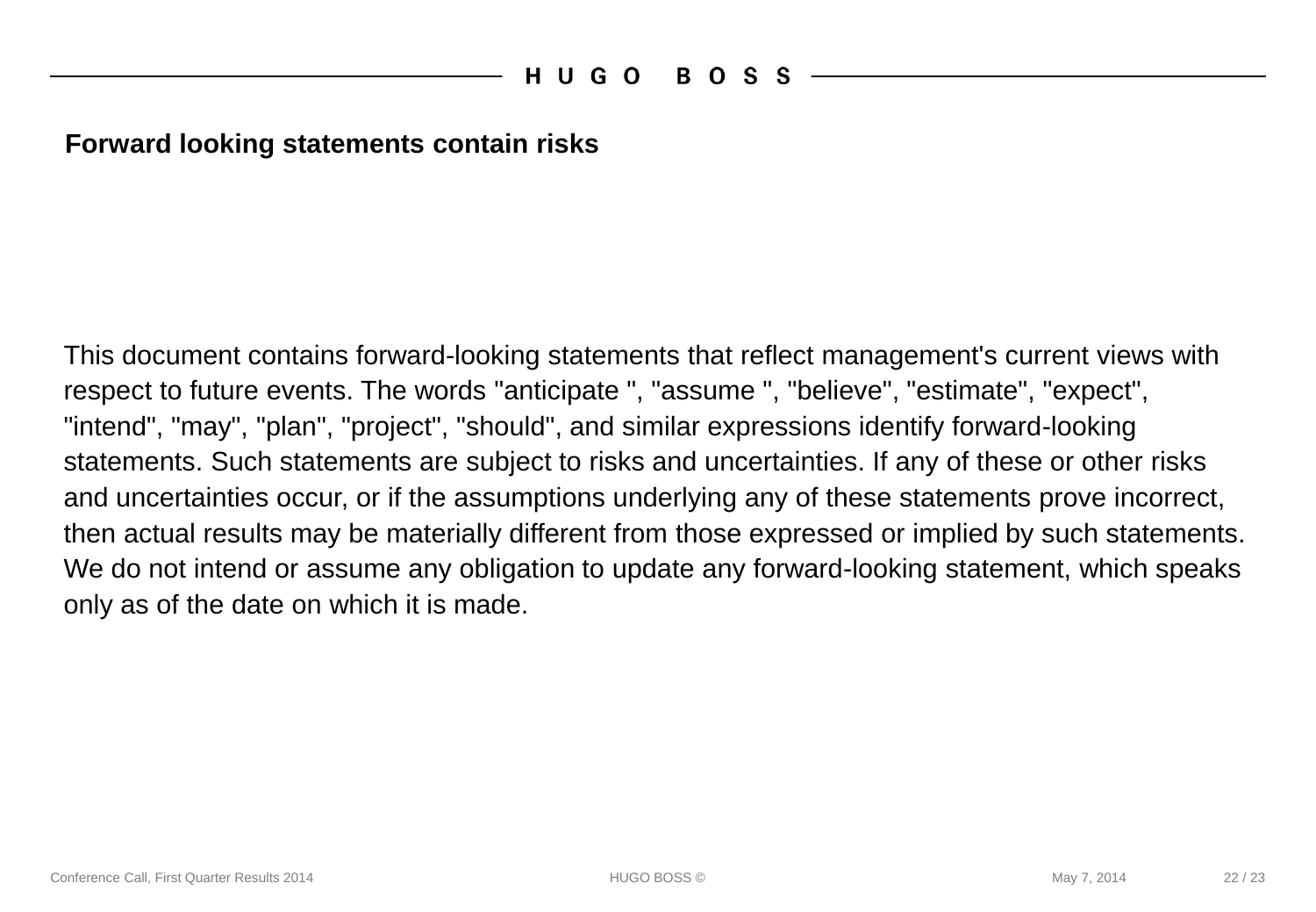## Forward looking statements contain risks

This document contains forward-looking statements that reflect management's current views with respect to future events. The words "anticipate ", "assume ", "believe", "estimate", "expect", "intend", "may", "plan", "project", "should", and similar expressions identify forward-looking statements. Such statements are subject to risks and uncertainties. If any of these or other risks and uncertainties occur, or if the assumptions underlying any of these statements prove incorrect, then actual results may be materially different from those expressed or implied by such statements. We do not intend or assume any obligation to update any forward-looking statement, which speaks only as of the date on which it is made.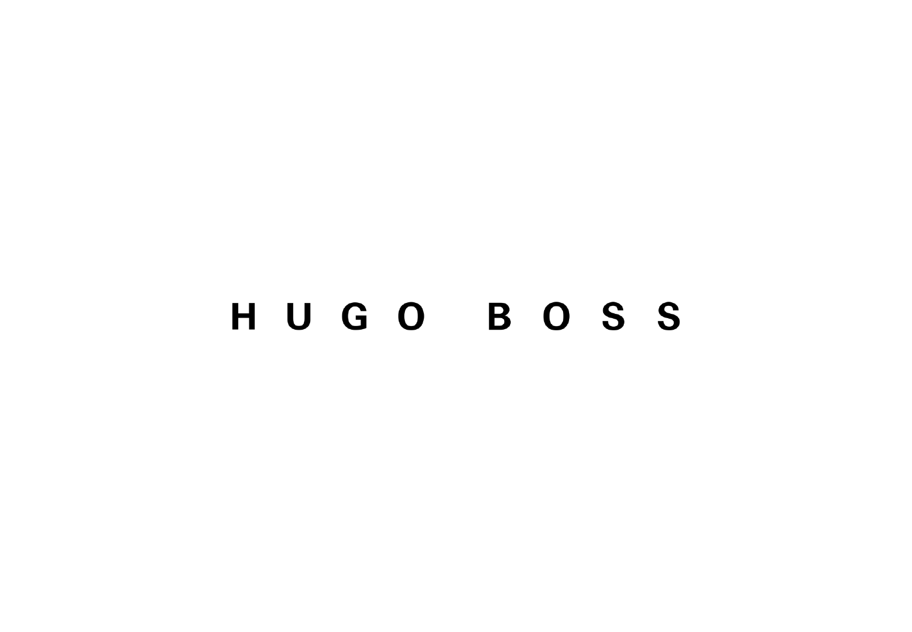HUGO BOSS